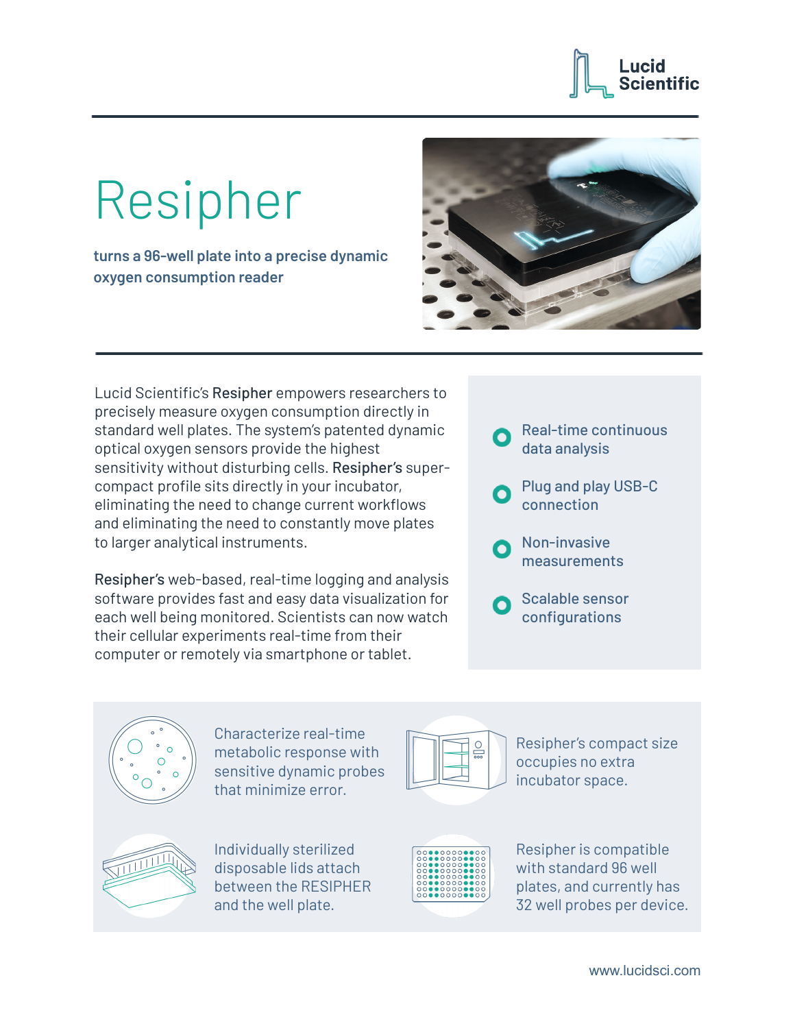Lucid Scientific

# Resipher

**turns a 96-well plate into a precise dynamic oxygen consumption reader**

Lucid Scientific's **Resipher** empowers researchers to precisely measure oxygen consumption directly in standard well plates. The system's patented dynamic optical oxygen sensors provide the highest sensitivity without disturbing cells. **Resipher's** super-compact profile sits directly in your incubator, eliminating the need to change current workflows and eliminating the need to constantly move plates to larger analytical instruments.

**Resipher's** web-based, real-time logging and analysis software provides fast and easy data visualization for each well being monitored. Scientists can now watch their cellular experiments real-time from their computer or remotely via smartphone or tablet.

- Real-time continuous data analysis
- Plug and play USB-C connection
- Non-invasive measurements
- Scalable sensor configurations

Characterize real-time metabolic response with sensitive dynamic probes that minimize error.

Resipher's compact size occupies no extra incubator space.

Individually sterilized disposable lids attach between the RESIPHER and the well plate.

Resipher is compatible with standard 96 well plates, and currently has 32 well probes per device.

www.lucidsci.com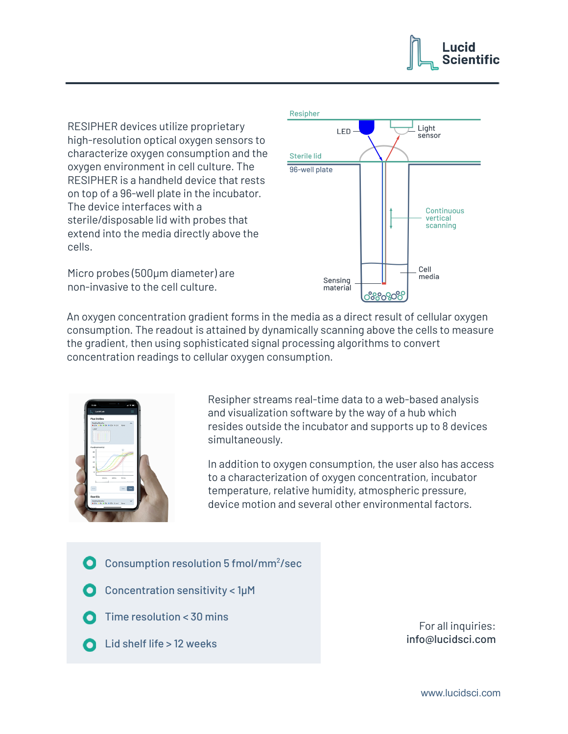Lucid Scientific

RESIPHER devices utilize proprietary high-resolution optical oxygen sensors to characterize oxygen consumption and the oxygen environment in cell culture. The RESIPHER is a handheld device that rests on top of a 96-well plate in the incubator. The device interfaces with a sterile/disposable lid with probes that extend into the media directly above the cells.

Micro probes (500µm diameter) are non-invasive to the cell culture.

Resipher
LED
Light sensor
Sterile lid
96-well plate
Continuous vertical scanning
Cell media
Sensing material

An oxygen concentration gradient forms in the media as a direct result of cellular oxygen consumption. The readout is attained by dynamically scanning above the cells to measure the gradient, then using sophisticated signal processing algorithms to convert concentration readings to cellular oxygen consumption.

Resipher streams real-time data to a web-based analysis and visualization software by the way of a hub which resides outside the incubator and supports up to 8 devices simultaneously.

In addition to oxygen consumption, the user also has access to a characterization of oxygen concentration, incubator temperature, relative humidity, atmospheric pressure, device motion and several other environmental factors.

- Consumption resolution 5 fmol/mm$^2$/sec
- Concentration sensitivity < 1µM
- Time resolution < 30 mins
- Lid shelf life > 12 weeks

For all inquiries:
**info@lucidsci.com**

www.lucidsci.com